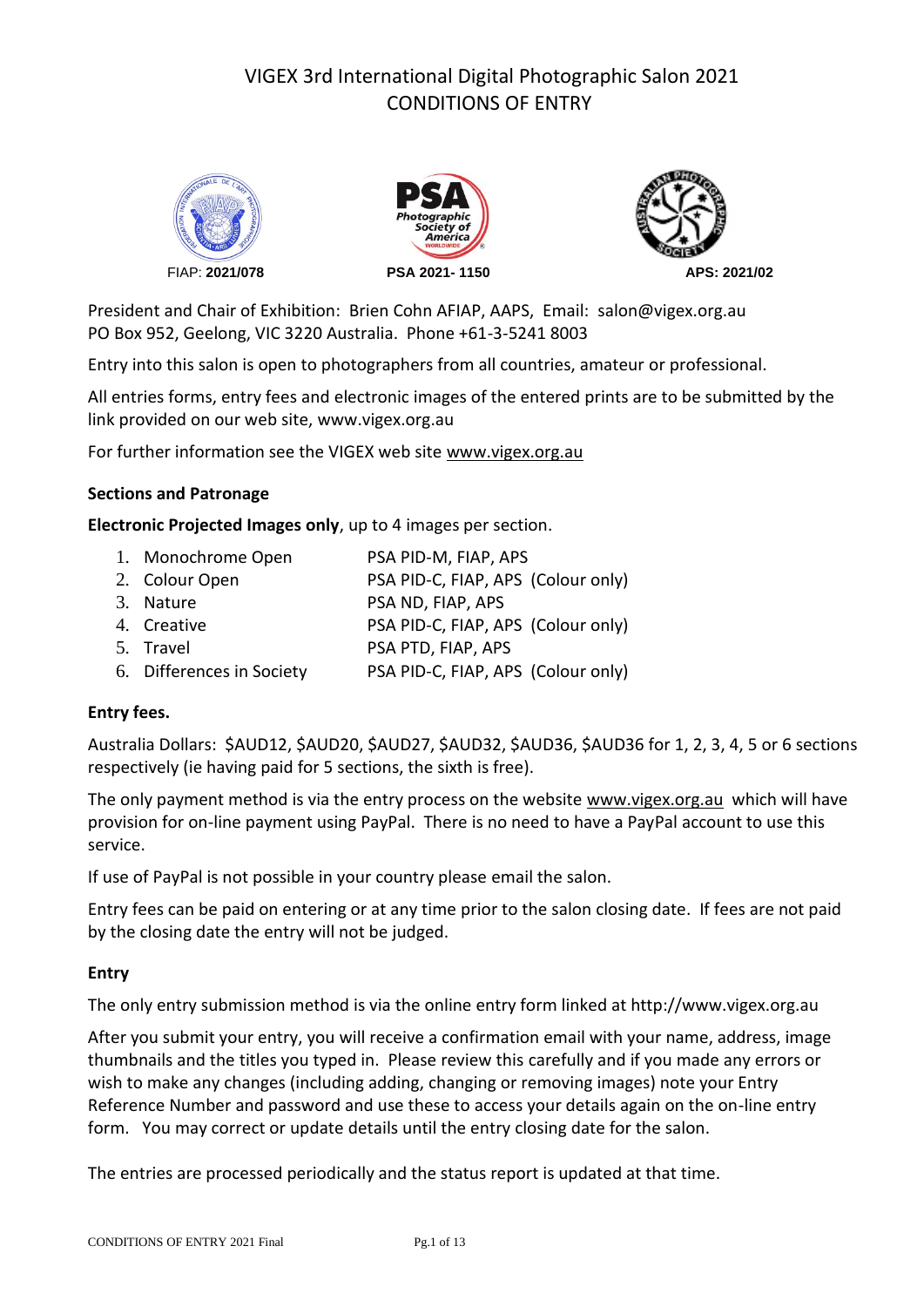# VIGEX 3rd International Digital Photographic Salon 2021
## CONDITIONS OF ENTRY

FIAP: **2021/078** | **PSA 2021- 1150** | **APS: 2021/02**

President and Chair of Exhibition: Brien Cohn AFIAP, AAPS, Email: salon@vigex.org.au
PO Box 952, Geelong, VIC 3220 Australia. Phone +61-3-5241 8003

Entry into this salon is open to photographers from all countries, amateur or professional.

All entries forms, entry fees and electronic images of the entered prints are to be submitted by the link provided on our web site, www.vigex.org.au

For further information see the VIGEX web site www.vigex.org.au

### Sections and Patronage

**Electronic Projected Images only**, up to 4 images per section.

1. Monochrome Open — PSA PID-M, FIAP, APS
2. Colour Open — PSA PID-C, FIAP, APS (Colour only)
3. Nature — PSA ND, FIAP, APS
4. Creative — PSA PID-C, FIAP, APS (Colour only)
5. Travel — PSA PTD, FIAP, APS
6. Differences in Society — PSA PID-C, FIAP, APS (Colour only)

### Entry fees.

Australia Dollars: $AUD12, $AUD20, $AUD27, $AUD32, $AUD36, $AUD36 for 1, 2, 3, 4, 5 or 6 sections respectively (ie having paid for 5 sections, the sixth is free).

The only payment method is via the entry process on the website www.vigex.org.au which will have provision for on-line payment using PayPal. There is no need to have a PayPal account to use this service.

If use of PayPal is not possible in your country please email the salon.

Entry fees can be paid on entering or at any time prior to the salon closing date. If fees are not paid by the closing date the entry will not be judged.

### Entry

The only entry submission method is via the online entry form linked at http://www.vigex.org.au

After you submit your entry, you will receive a confirmation email with your name, address, image thumbnails and the titles you typed in. Please review this carefully and if you made any errors or wish to make any changes (including adding, changing or removing images) note your Entry Reference Number and password and use these to access your details again on the on-line entry form. You may correct or update details until the entry closing date for the salon.

The entries are processed periodically and the status report is updated at that time.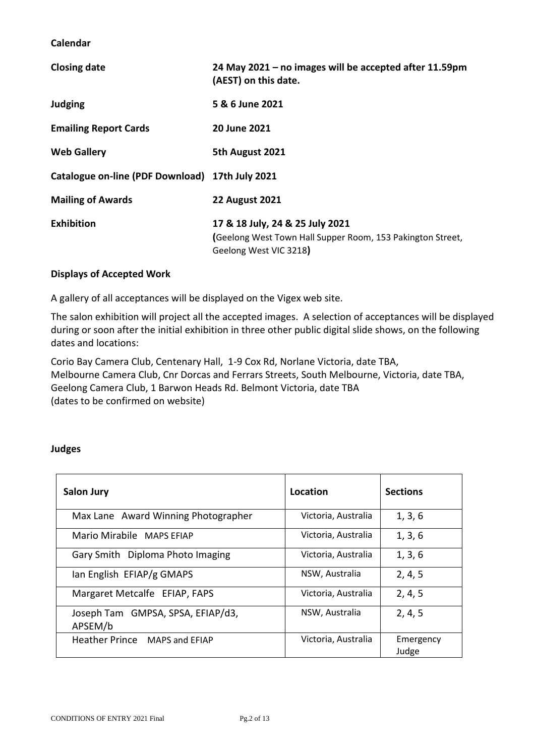**Calendar**

| | |
|---|---|
| **Closing date** | **24 May 2021 – no images will be accepted after 11.59pm (AEST) on this date.** |
| **Judging** | **5 & 6 June 2021** |
| **Emailing Report Cards** | **20 June 2021** |
| **Web Gallery** | **5th August 2021** |
| **Catalogue on-line (PDF Download)** | **17th July 2021** |
| **Mailing of Awards** | **22 August 2021** |
| **Exhibition** | **17 & 18 July, 24 & 25 July 2021** **(**Geelong West Town Hall Supper Room, 153 Pakington Street, Geelong West VIC 3218**)** |

**Displays of Accepted Work**

A gallery of all acceptances will be displayed on the Vigex web site.

The salon exhibition will project all the accepted images. A selection of acceptances will be displayed during or soon after the initial exhibition in three other public digital slide shows, on the following dates and locations:

Corio Bay Camera Club, Centenary Hall, 1-9 Cox Rd, Norlane Victoria, date TBA,
Melbourne Camera Club, Cnr Dorcas and Ferrars Streets, South Melbourne, Victoria, date TBA,
Geelong Camera Club, 1 Barwon Heads Rd. Belmont Victoria, date TBA
(dates to be confirmed on website)

**Judges**

| **Salon Jury** | **Location** | **Sections** |
|---|---|---|
| Max Lane Award Winning Photographer | Victoria, Australia | 1, 3, 6 |
| Mario Mirabile MAPS EFIAP | Victoria, Australia | 1, 3, 6 |
| Gary Smith Diploma Photo Imaging | Victoria, Australia | 1, 3, 6 |
| Ian English EFIAP/g GMAPS | NSW, Australia | 2, 4, 5 |
| Margaret Metcalfe EFIAP, FAPS | Victoria, Australia | 2, 4, 5 |
| Joseph Tam GMPSA, SPSA, EFIAP/d3, APSEM/b | NSW, Australia | 2, 4, 5 |
| Heather Prince MAPS and EFIAP | Victoria, Australia | Emergency Judge |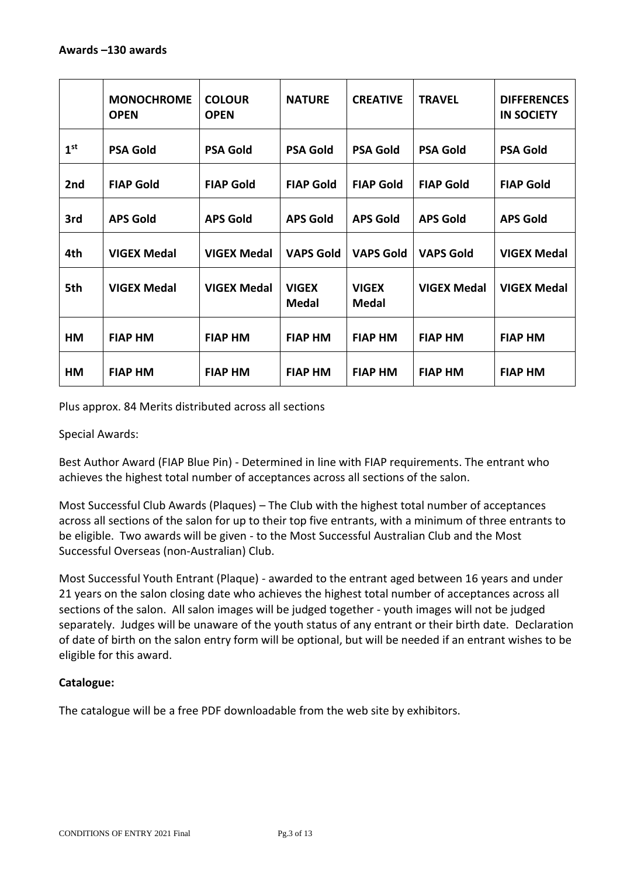**Awards –130 awards**

| | **MONOCHROME OPEN** | **COLOUR OPEN** | **NATURE** | **CREATIVE** | **TRAVEL** | **DIFFERENCES IN SOCIETY** |
|---|---|---|---|---|---|---|
| **1st** | **PSA Gold** | **PSA Gold** | **PSA Gold** | **PSA Gold** | **PSA Gold** | **PSA Gold** |
| **2nd** | **FIAP Gold** | **FIAP Gold** | **FIAP Gold** | **FIAP Gold** | **FIAP Gold** | **FIAP Gold** |
| **3rd** | **APS Gold** | **APS Gold** | **APS Gold** | **APS Gold** | **APS Gold** | **APS Gold** |
| **4th** | **VIGEX Medal** | **VIGEX Medal** | **VAPS Gold** | **VAPS Gold** | **VAPS Gold** | **VIGEX Medal** |
| **5th** | **VIGEX Medal** | **VIGEX Medal** | **VIGEX Medal** | **VIGEX Medal** | **VIGEX Medal** | **VIGEX Medal** |
| **HM** | **FIAP HM** | **FIAP HM** | **FIAP HM** | **FIAP HM** | **FIAP HM** | **FIAP HM** |
| **HM** | **FIAP HM** | **FIAP HM** | **FIAP HM** | **FIAP HM** | **FIAP HM** | **FIAP HM** |

Plus approx. 84 Merits distributed across all sections

Special Awards:

Best Author Award (FIAP Blue Pin) - Determined in line with FIAP requirements. The entrant who achieves the highest total number of acceptances across all sections of the salon.

Most Successful Club Awards (Plaques) – The Club with the highest total number of acceptances across all sections of the salon for up to their top five entrants, with a minimum of three entrants to be eligible. Two awards will be given - to the Most Successful Australian Club and the Most Successful Overseas (non-Australian) Club.

Most Successful Youth Entrant (Plaque) - awarded to the entrant aged between 16 years and under 21 years on the salon closing date who achieves the highest total number of acceptances across all sections of the salon. All salon images will be judged together - youth images will not be judged separately. Judges will be unaware of the youth status of any entrant or their birth date. Declaration of date of birth on the salon entry form will be optional, but will be needed if an entrant wishes to be eligible for this award.

**Catalogue:**

The catalogue will be a free PDF downloadable from the web site by exhibitors.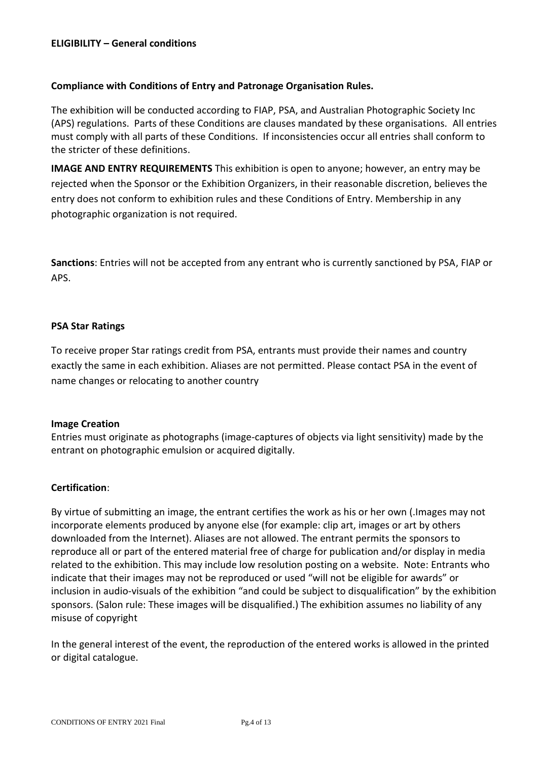**ELIGIBILITY – General conditions**

**Compliance with Conditions of Entry and Patronage Organisation Rules.**

The exhibition will be conducted according to FIAP, PSA, and Australian Photographic Society Inc (APS) regulations. Parts of these Conditions are clauses mandated by these organisations. All entries must comply with all parts of these Conditions. If inconsistencies occur all entries shall conform to the stricter of these definitions.

**IMAGE AND ENTRY REQUIREMENTS** This exhibition is open to anyone; however, an entry may be rejected when the Sponsor or the Exhibition Organizers, in their reasonable discretion, believes the entry does not conform to exhibition rules and these Conditions of Entry. Membership in any photographic organization is not required.

**Sanctions**: Entries will not be accepted from any entrant who is currently sanctioned by PSA, FIAP or APS.

**PSA Star Ratings**

To receive proper Star ratings credit from PSA, entrants must provide their names and country exactly the same in each exhibition. Aliases are not permitted. Please contact PSA in the event of name changes or relocating to another country

**Image Creation**

Entries must originate as photographs (image-captures of objects via light sensitivity) made by the entrant on photographic emulsion or acquired digitally.

**Certification**:

By virtue of submitting an image, the entrant certifies the work as his or her own (.Images may not incorporate elements produced by anyone else (for example: clip art, images or art by others downloaded from the Internet). Aliases are not allowed. The entrant permits the sponsors to reproduce all or part of the entered material free of charge for publication and/or display in media related to the exhibition. This may include low resolution posting on a website. Note: Entrants who indicate that their images may not be reproduced or used "will not be eligible for awards" or inclusion in audio-visuals of the exhibition "and could be subject to disqualification" by the exhibition sponsors. (Salon rule: These images will be disqualified.) The exhibition assumes no liability of any misuse of copyright

In the general interest of the event, the reproduction of the entered works is allowed in the printed or digital catalogue.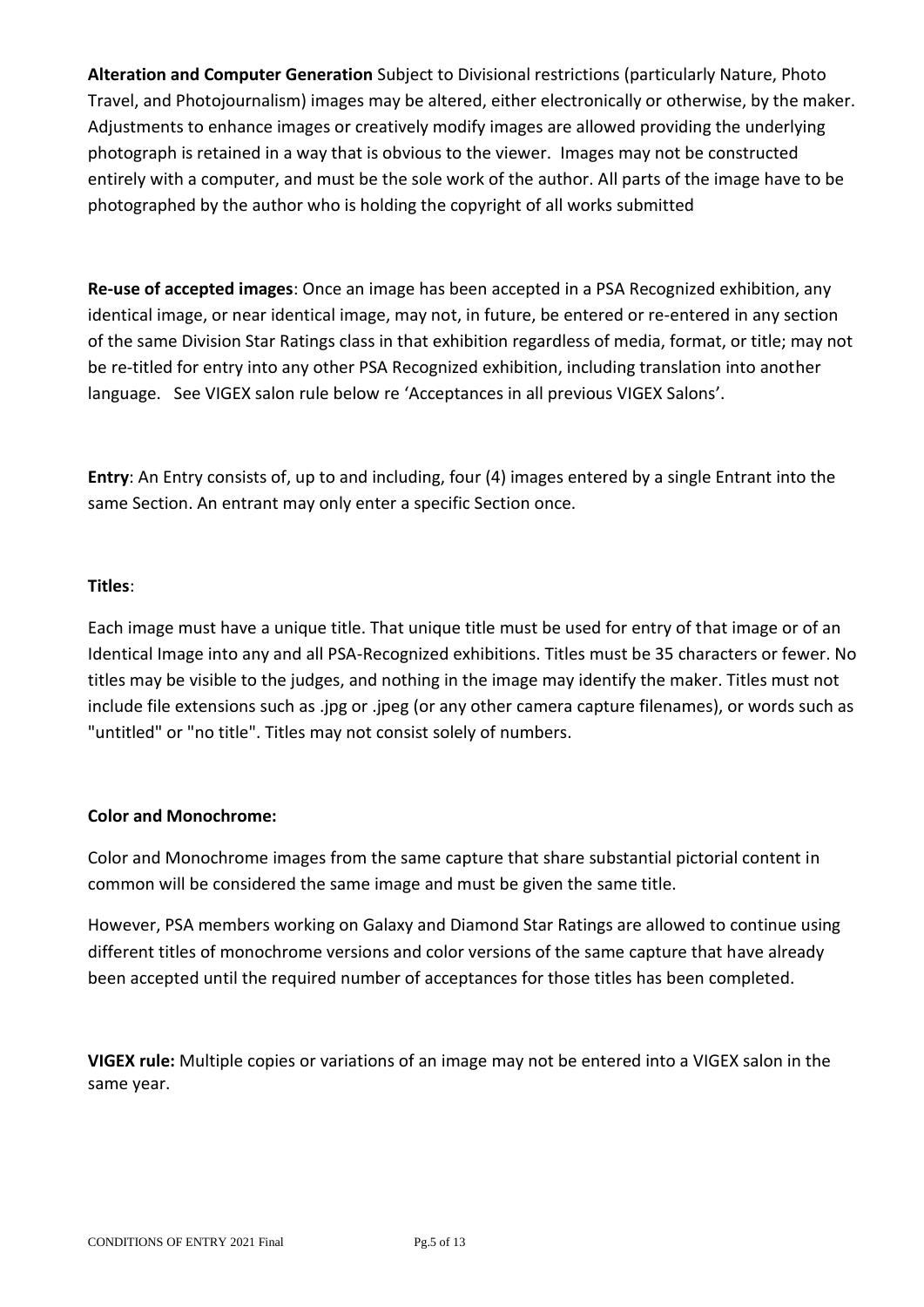**Alteration and Computer Generation** Subject to Divisional restrictions (particularly Nature, Photo Travel, and Photojournalism) images may be altered, either electronically or otherwise, by the maker. Adjustments to enhance images or creatively modify images are allowed providing the underlying photograph is retained in a way that is obvious to the viewer. Images may not be constructed entirely with a computer, and must be the sole work of the author. All parts of the image have to be photographed by the author who is holding the copyright of all works submitted

**Re-use of accepted images**: Once an image has been accepted in a PSA Recognized exhibition, any identical image, or near identical image, may not, in future, be entered or re-entered in any section of the same Division Star Ratings class in that exhibition regardless of media, format, or title; may not be re-titled for entry into any other PSA Recognized exhibition, including translation into another language. See VIGEX salon rule below re 'Acceptances in all previous VIGEX Salons'.

**Entry**: An Entry consists of, up to and including, four (4) images entered by a single Entrant into the same Section. An entrant may only enter a specific Section once.

**Titles**:

Each image must have a unique title. That unique title must be used for entry of that image or of an Identical Image into any and all PSA-Recognized exhibitions. Titles must be 35 characters or fewer. No titles may be visible to the judges, and nothing in the image may identify the maker. Titles must not include file extensions such as .jpg or .jpeg (or any other camera capture filenames), or words such as "untitled" or "no title". Titles may not consist solely of numbers.

**Color and Monochrome:**

Color and Monochrome images from the same capture that share substantial pictorial content in common will be considered the same image and must be given the same title.

However, PSA members working on Galaxy and Diamond Star Ratings are allowed to continue using different titles of monochrome versions and color versions of the same capture that have already been accepted until the required number of acceptances for those titles has been completed.

**VIGEX rule:** Multiple copies or variations of an image may not be entered into a VIGEX salon in the same year.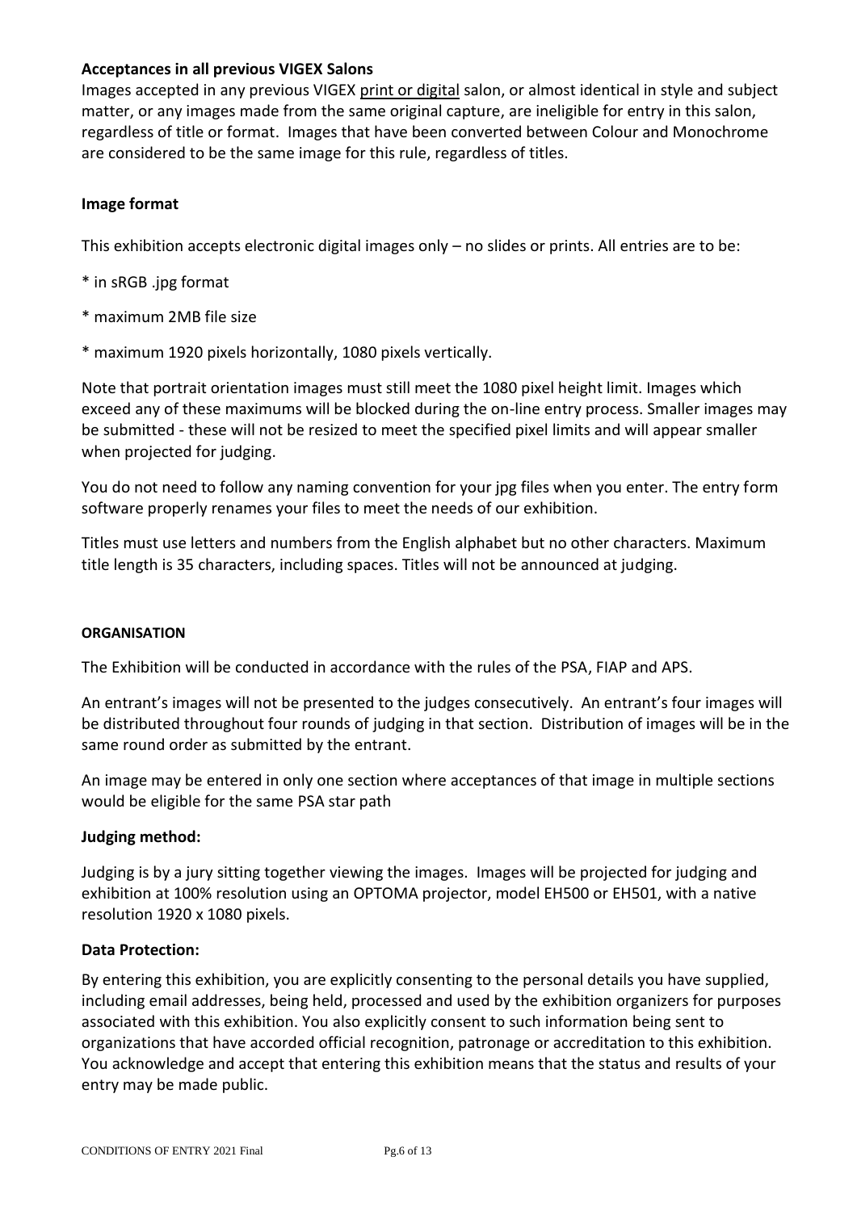**Acceptances in all previous VIGEX Salons**

Images accepted in any previous VIGEX print or digital salon, or almost identical in style and subject matter, or any images made from the same original capture, are ineligible for entry in this salon, regardless of title or format. Images that have been converted between Colour and Monochrome are considered to be the same image for this rule, regardless of titles.

**Image format**

This exhibition accepts electronic digital images only – no slides or prints. All entries are to be:

* in sRGB .jpg format

* maximum 2MB file size

* maximum 1920 pixels horizontally, 1080 pixels vertically.

Note that portrait orientation images must still meet the 1080 pixel height limit. Images which exceed any of these maximums will be blocked during the on-line entry process. Smaller images may be submitted - these will not be resized to meet the specified pixel limits and will appear smaller when projected for judging.

You do not need to follow any naming convention for your jpg files when you enter. The entry form software properly renames your files to meet the needs of our exhibition.

Titles must use letters and numbers from the English alphabet but no other characters. Maximum title length is 35 characters, including spaces. Titles will not be announced at judging.

**ORGANISATION**

The Exhibition will be conducted in accordance with the rules of the PSA, FIAP and APS.

An entrant's images will not be presented to the judges consecutively. An entrant's four images will be distributed throughout four rounds of judging in that section. Distribution of images will be in the same round order as submitted by the entrant.

An image may be entered in only one section where acceptances of that image in multiple sections would be eligible for the same PSA star path

**Judging method:**

Judging is by a jury sitting together viewing the images. Images will be projected for judging and exhibition at 100% resolution using an OPTOMA projector, model EH500 or EH501, with a native resolution 1920 x 1080 pixels.

**Data Protection:**

By entering this exhibition, you are explicitly consenting to the personal details you have supplied, including email addresses, being held, processed and used by the exhibition organizers for purposes associated with this exhibition. You also explicitly consent to such information being sent to organizations that have accorded official recognition, patronage or accreditation to this exhibition. You acknowledge and accept that entering this exhibition means that the status and results of your entry may be made public.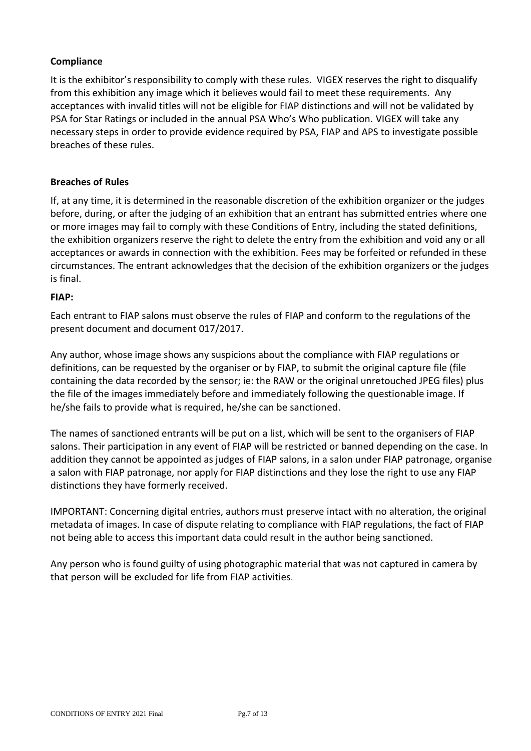**Compliance**

It is the exhibitor's responsibility to comply with these rules. VIGEX reserves the right to disqualify from this exhibition any image which it believes would fail to meet these requirements. Any acceptances with invalid titles will not be eligible for FIAP distinctions and will not be validated by PSA for Star Ratings or included in the annual PSA Who's Who publication. VIGEX will take any necessary steps in order to provide evidence required by PSA, FIAP and APS to investigate possible breaches of these rules.

**Breaches of Rules**

If, at any time, it is determined in the reasonable discretion of the exhibition organizer or the judges before, during, or after the judging of an exhibition that an entrant has submitted entries where one or more images may fail to comply with these Conditions of Entry, including the stated definitions, the exhibition organizers reserve the right to delete the entry from the exhibition and void any or all acceptances or awards in connection with the exhibition. Fees may be forfeited or refunded in these circumstances. The entrant acknowledges that the decision of the exhibition organizers or the judges is final.

**FIAP:**

Each entrant to FIAP salons must observe the rules of FIAP and conform to the regulations of the present document and document 017/2017.

Any author, whose image shows any suspicions about the compliance with FIAP regulations or definitions, can be requested by the organiser or by FIAP, to submit the original capture file (file containing the data recorded by the sensor; ie: the RAW or the original unretouched JPEG files) plus the file of the images immediately before and immediately following the questionable image. If he/she fails to provide what is required, he/she can be sanctioned.

The names of sanctioned entrants will be put on a list, which will be sent to the organisers of FIAP salons. Their participation in any event of FIAP will be restricted or banned depending on the case. In addition they cannot be appointed as judges of FIAP salons, in a salon under FIAP patronage, organise a salon with FIAP patronage, nor apply for FIAP distinctions and they lose the right to use any FIAP distinctions they have formerly received.

IMPORTANT: Concerning digital entries, authors must preserve intact with no alteration, the original metadata of images. In case of dispute relating to compliance with FIAP regulations, the fact of FIAP not being able to access this important data could result in the author being sanctioned.

Any person who is found guilty of using photographic material that was not captured in camera by that person will be excluded for life from FIAP activities.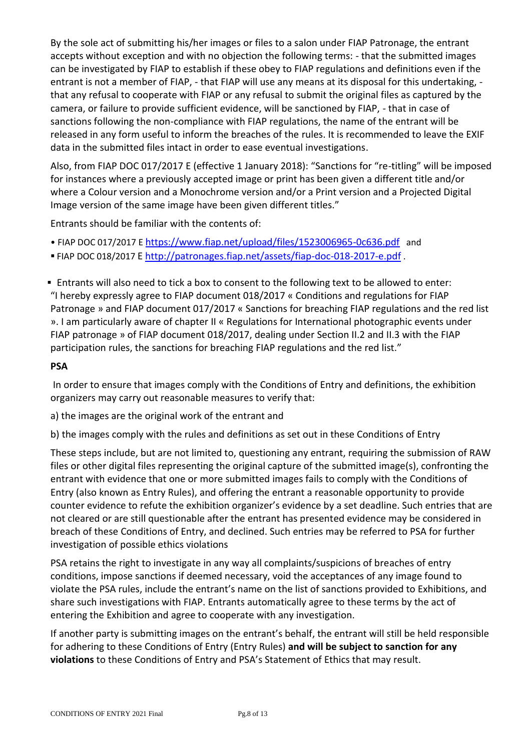By the sole act of submitting his/her images or files to a salon under FIAP Patronage, the entrant accepts without exception and with no objection the following terms: - that the submitted images can be investigated by FIAP to establish if these obey to FIAP regulations and definitions even if the entrant is not a member of FIAP, - that FIAP will use any means at its disposal for this undertaking, - that any refusal to cooperate with FIAP or any refusal to submit the original files as captured by the camera, or failure to provide sufficient evidence, will be sanctioned by FIAP, - that in case of sanctions following the non-compliance with FIAP regulations, the name of the entrant will be released in any form useful to inform the breaches of the rules. It is recommended to leave the EXIF data in the submitted files intact in order to ease eventual investigations.

Also, from FIAP DOC 017/2017 E (effective 1 January 2018): "Sanctions for "re-titling" will be imposed for instances where a previously accepted image or print has been given a different title and/or where a Colour version and a Monochrome version and/or a Print version and a Projected Digital Image version of the same image have been given different titles."

Entrants should be familiar with the contents of:

- FIAP DOC 017/2017 E https://www.fiap.net/upload/files/1523006965-0c636.pdf and
- FIAP DOC 018/2017 E http://patronages.fiap.net/assets/fiap-doc-018-2017-e.pdf .

- Entrants will also need to tick a box to consent to the following text to be allowed to enter: "I hereby expressly agree to FIAP document 018/2017 « Conditions and regulations for FIAP Patronage » and FIAP document 017/2017 « Sanctions for breaching FIAP regulations and the red list ». I am particularly aware of chapter II « Regulations for International photographic events under FIAP patronage » of FIAP document 018/2017, dealing under Section II.2 and II.3 with the FIAP participation rules, the sanctions for breaching FIAP regulations and the red list."

**PSA**

In order to ensure that images comply with the Conditions of Entry and definitions, the exhibition organizers may carry out reasonable measures to verify that:

a) the images are the original work of the entrant and

b) the images comply with the rules and definitions as set out in these Conditions of Entry

These steps include, but are not limited to, questioning any entrant, requiring the submission of RAW files or other digital files representing the original capture of the submitted image(s), confronting the entrant with evidence that one or more submitted images fails to comply with the Conditions of Entry (also known as Entry Rules), and offering the entrant a reasonable opportunity to provide counter evidence to refute the exhibition organizer's evidence by a set deadline. Such entries that are not cleared or are still questionable after the entrant has presented evidence may be considered in breach of these Conditions of Entry, and declined. Such entries may be referred to PSA for further investigation of possible ethics violations

PSA retains the right to investigate in any way all complaints/suspicions of breaches of entry conditions, impose sanctions if deemed necessary, void the acceptances of any image found to violate the PSA rules, include the entrant's name on the list of sanctions provided to Exhibitions, and share such investigations with FIAP. Entrants automatically agree to these terms by the act of entering the Exhibition and agree to cooperate with any investigation.

If another party is submitting images on the entrant's behalf, the entrant will still be held responsible for adhering to these Conditions of Entry (Entry Rules) **and will be subject to sanction for any violations** to these Conditions of Entry and PSA's Statement of Ethics that may result.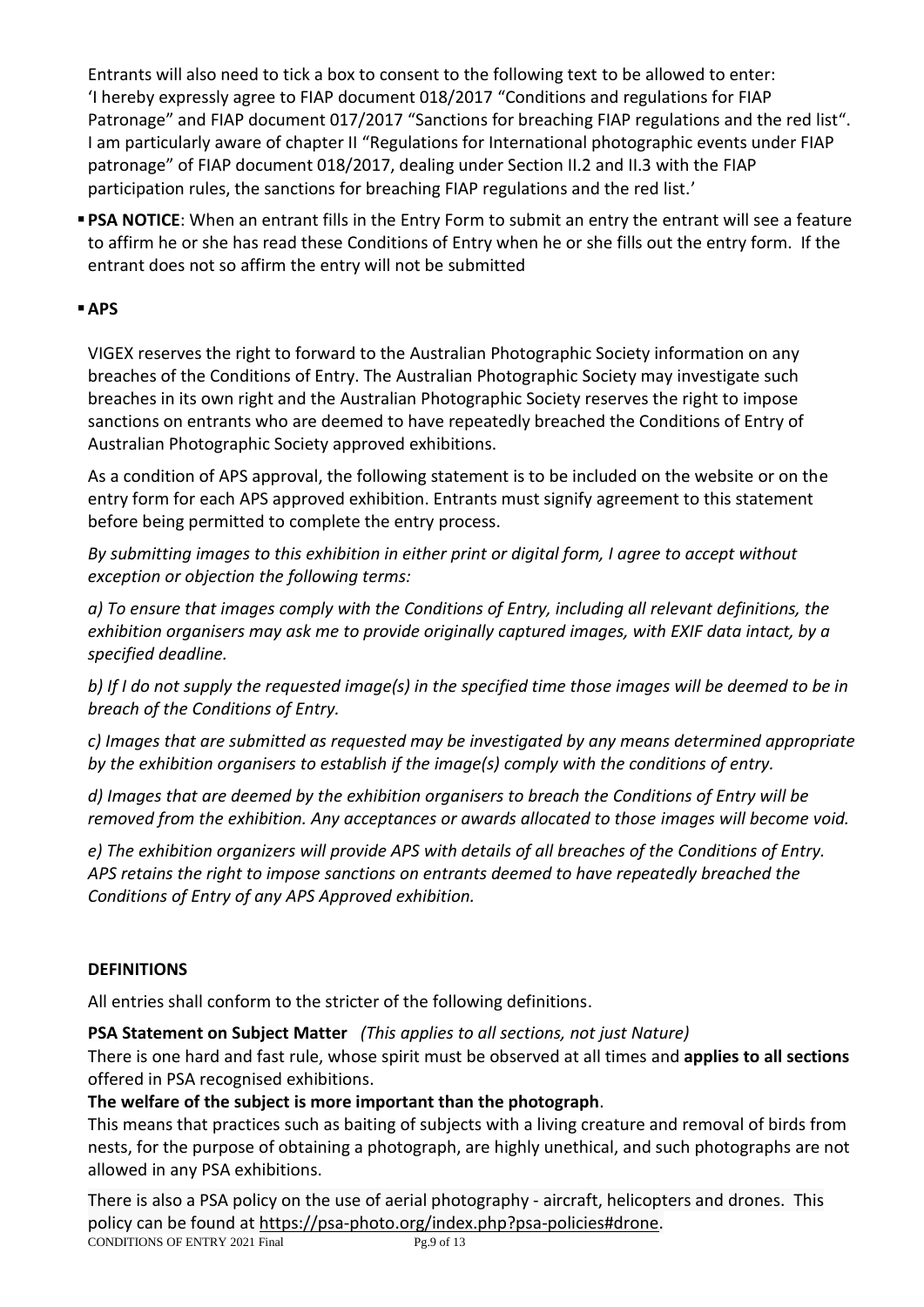Entrants will also need to tick a box to consent to the following text to be allowed to enter: 'I hereby expressly agree to FIAP document 018/2017 "Conditions and regulations for FIAP Patronage" and FIAP document 017/2017 "Sanctions for breaching FIAP regulations and the red list". I am particularly aware of chapter II "Regulations for International photographic events under FIAP patronage" of FIAP document 018/2017, dealing under Section II.2 and II.3 with the FIAP participation rules, the sanctions for breaching FIAP regulations and the red list.'

- **PSA NOTICE**: When an entrant fills in the Entry Form to submit an entry the entrant will see a feature to affirm he or she has read these Conditions of Entry when he or she fills out the entry form. If the entrant does not so affirm the entry will not be submitted

- **APS**

VIGEX reserves the right to forward to the Australian Photographic Society information on any breaches of the Conditions of Entry. The Australian Photographic Society may investigate such breaches in its own right and the Australian Photographic Society reserves the right to impose sanctions on entrants who are deemed to have repeatedly breached the Conditions of Entry of Australian Photographic Society approved exhibitions.

As a condition of APS approval, the following statement is to be included on the website or on the entry form for each APS approved exhibition. Entrants must signify agreement to this statement before being permitted to complete the entry process.

*By submitting images to this exhibition in either print or digital form, I agree to accept without exception or objection the following terms:*

*a) To ensure that images comply with the Conditions of Entry, including all relevant definitions, the exhibition organisers may ask me to provide originally captured images, with EXIF data intact, by a specified deadline.*

*b) If I do not supply the requested image(s) in the specified time those images will be deemed to be in breach of the Conditions of Entry.*

*c) Images that are submitted as requested may be investigated by any means determined appropriate by the exhibition organisers to establish if the image(s) comply with the conditions of entry.*

*d) Images that are deemed by the exhibition organisers to breach the Conditions of Entry will be removed from the exhibition. Any acceptances or awards allocated to those images will become void.*

*e) The exhibition organizers will provide APS with details of all breaches of the Conditions of Entry. APS retains the right to impose sanctions on entrants deemed to have repeatedly breached the Conditions of Entry of any APS Approved exhibition.*

## DEFINITIONS

All entries shall conform to the stricter of the following definitions.

**PSA Statement on Subject Matter** *(This applies to all sections, not just Nature)*
There is one hard and fast rule, whose spirit must be observed at all times and **applies to all sections** offered in PSA recognised exhibitions.

**The welfare of the subject is more important than the photograph**.
This means that practices such as baiting of subjects with a living creature and removal of birds from nests, for the purpose of obtaining a photograph, are highly unethical, and such photographs are not allowed in any PSA exhibitions.

There is also a PSA policy on the use of aerial photography - aircraft, helicopters and drones. This policy can be found at https://psa-photo.org/index.php?psa-policies#drone.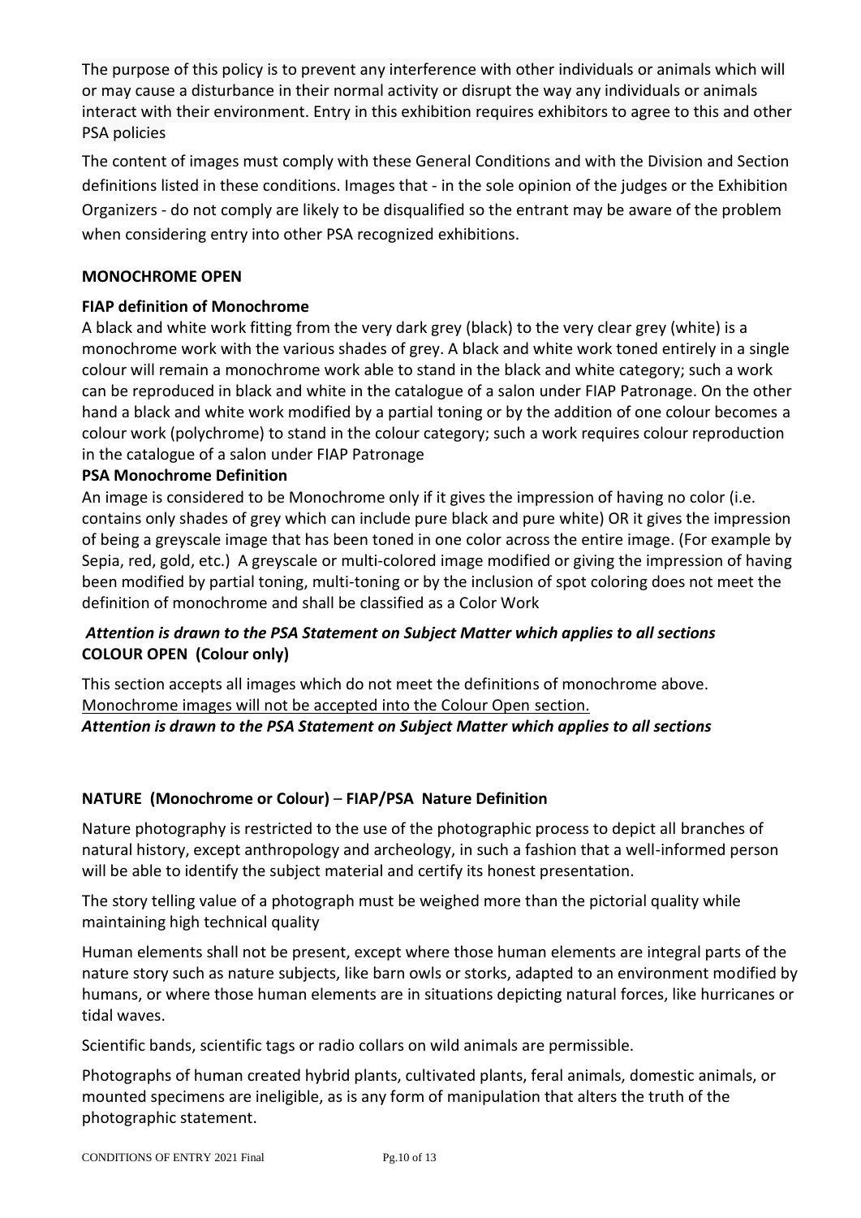The purpose of this policy is to prevent any interference with other individuals or animals which will or may cause a disturbance in their normal activity or disrupt the way any individuals or animals interact with their environment. Entry in this exhibition requires exhibitors to agree to this and other PSA policies

The content of images must comply with these General Conditions and with the Division and Section definitions listed in these conditions. Images that - in the sole opinion of the judges or the Exhibition Organizers - do not comply are likely to be disqualified so the entrant may be aware of the problem when considering entry into other PSA recognized exhibitions.

**MONOCHROME OPEN**

**FIAP definition of Monochrome**

A black and white work fitting from the very dark grey (black) to the very clear grey (white) is a monochrome work with the various shades of grey. A black and white work toned entirely in a single colour will remain a monochrome work able to stand in the black and white category; such a work can be reproduced in black and white in the catalogue of a salon under FIAP Patronage. On the other hand a black and white work modified by a partial toning or by the addition of one colour becomes a colour work (polychrome) to stand in the colour category; such a work requires colour reproduction in the catalogue of a salon under FIAP Patronage

**PSA Monochrome Definition**

An image is considered to be Monochrome only if it gives the impression of having no color (i.e. contains only shades of grey which can include pure black and pure white) OR it gives the impression of being a greyscale image that has been toned in one color across the entire image. (For example by Sepia, red, gold, etc.) A greyscale or multi-colored image modified or giving the impression of having been modified by partial toning, multi-toning or by the inclusion of spot coloring does not meet the definition of monochrome and shall be classified as a Color Work

***Attention is drawn to the PSA Statement on Subject Matter which applies to all sections***

**COLOUR OPEN (Colour only)**

This section accepts all images which do not meet the definitions of monochrome above.
Monochrome images will not be accepted into the Colour Open section.

***Attention is drawn to the PSA Statement on Subject Matter which applies to all sections***

**NATURE (Monochrome or Colour) – FIAP/PSA Nature Definition**

Nature photography is restricted to the use of the photographic process to depict all branches of natural history, except anthropology and archeology, in such a fashion that a well-informed person will be able to identify the subject material and certify its honest presentation.

The story telling value of a photograph must be weighed more than the pictorial quality while maintaining high technical quality

Human elements shall not be present, except where those human elements are integral parts of the nature story such as nature subjects, like barn owls or storks, adapted to an environment modified by humans, or where those human elements are in situations depicting natural forces, like hurricanes or tidal waves.

Scientific bands, scientific tags or radio collars on wild animals are permissible.

Photographs of human created hybrid plants, cultivated plants, feral animals, domestic animals, or mounted specimens are ineligible, as is any form of manipulation that alters the truth of the photographic statement.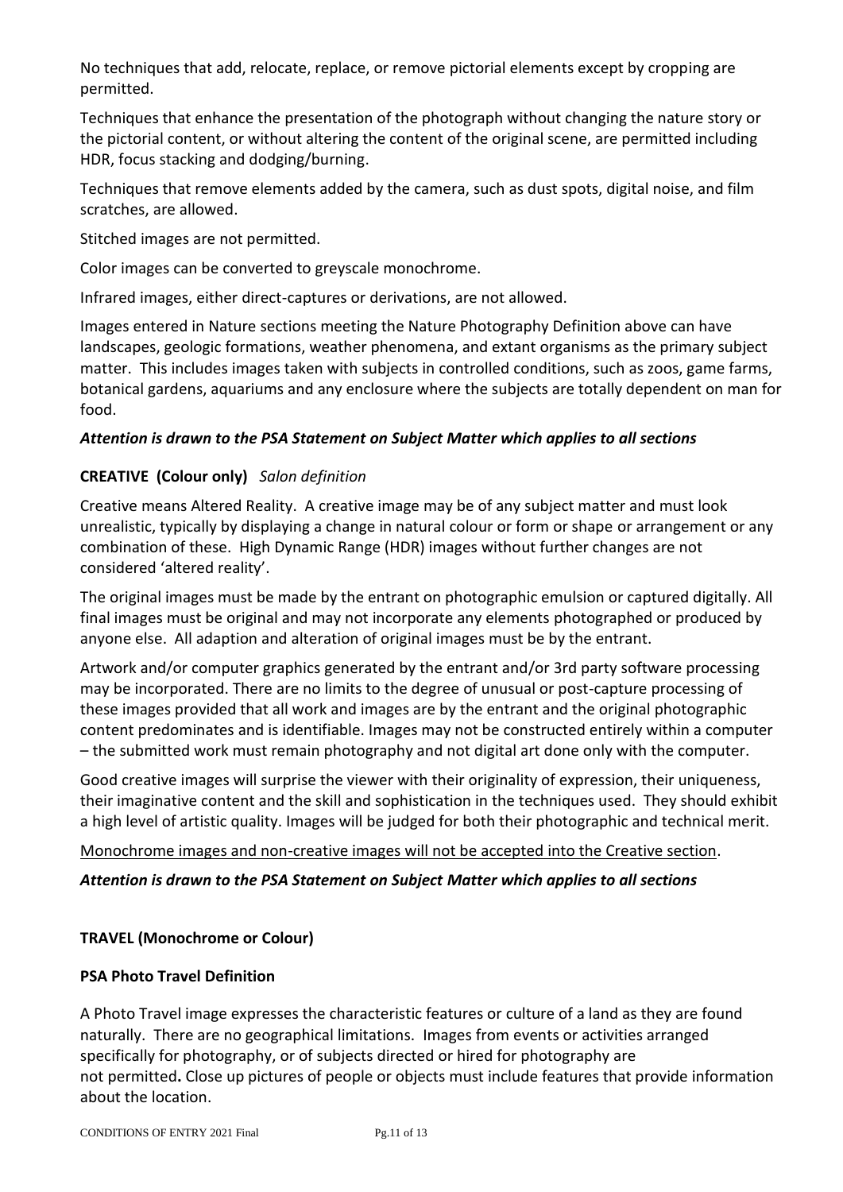No techniques that add, relocate, replace, or remove pictorial elements except by cropping are permitted.

Techniques that enhance the presentation of the photograph without changing the nature story or the pictorial content, or without altering the content of the original scene, are permitted including HDR, focus stacking and dodging/burning.

Techniques that remove elements added by the camera, such as dust spots, digital noise, and film scratches, are allowed.

Stitched images are not permitted.

Color images can be converted to greyscale monochrome.

Infrared images, either direct-captures or derivations, are not allowed.

Images entered in Nature sections meeting the Nature Photography Definition above can have landscapes, geologic formations, weather phenomena, and extant organisms as the primary subject matter. This includes images taken with subjects in controlled conditions, such as zoos, game farms, botanical gardens, aquariums and any enclosure where the subjects are totally dependent on man for food.

***Attention is drawn to the PSA Statement on Subject Matter which applies to all sections***

**CREATIVE (Colour only)** *Salon definition*

Creative means Altered Reality. A creative image may be of any subject matter and must look unrealistic, typically by displaying a change in natural colour or form or shape or arrangement or any combination of these. High Dynamic Range (HDR) images without further changes are not considered 'altered reality'.

The original images must be made by the entrant on photographic emulsion or captured digitally. All final images must be original and may not incorporate any elements photographed or produced by anyone else. All adaption and alteration of original images must be by the entrant.

Artwork and/or computer graphics generated by the entrant and/or 3rd party software processing may be incorporated. There are no limits to the degree of unusual or post-capture processing of these images provided that all work and images are by the entrant and the original photographic content predominates and is identifiable. Images may not be constructed entirely within a computer – the submitted work must remain photography and not digital art done only with the computer.

Good creative images will surprise the viewer with their originality of expression, their uniqueness, their imaginative content and the skill and sophistication in the techniques used. They should exhibit a high level of artistic quality. Images will be judged for both their photographic and technical merit.

Monochrome images and non-creative images will not be accepted into the Creative section.

***Attention is drawn to the PSA Statement on Subject Matter which applies to all sections***

**TRAVEL (Monochrome or Colour)**

**PSA Photo Travel Definition**

A Photo Travel image expresses the characteristic features or culture of a land as they are found naturally. There are no geographical limitations. Images from events or activities arranged specifically for photography, or of subjects directed or hired for photography are not permitted**.** Close up pictures of people or objects must include features that provide information about the location.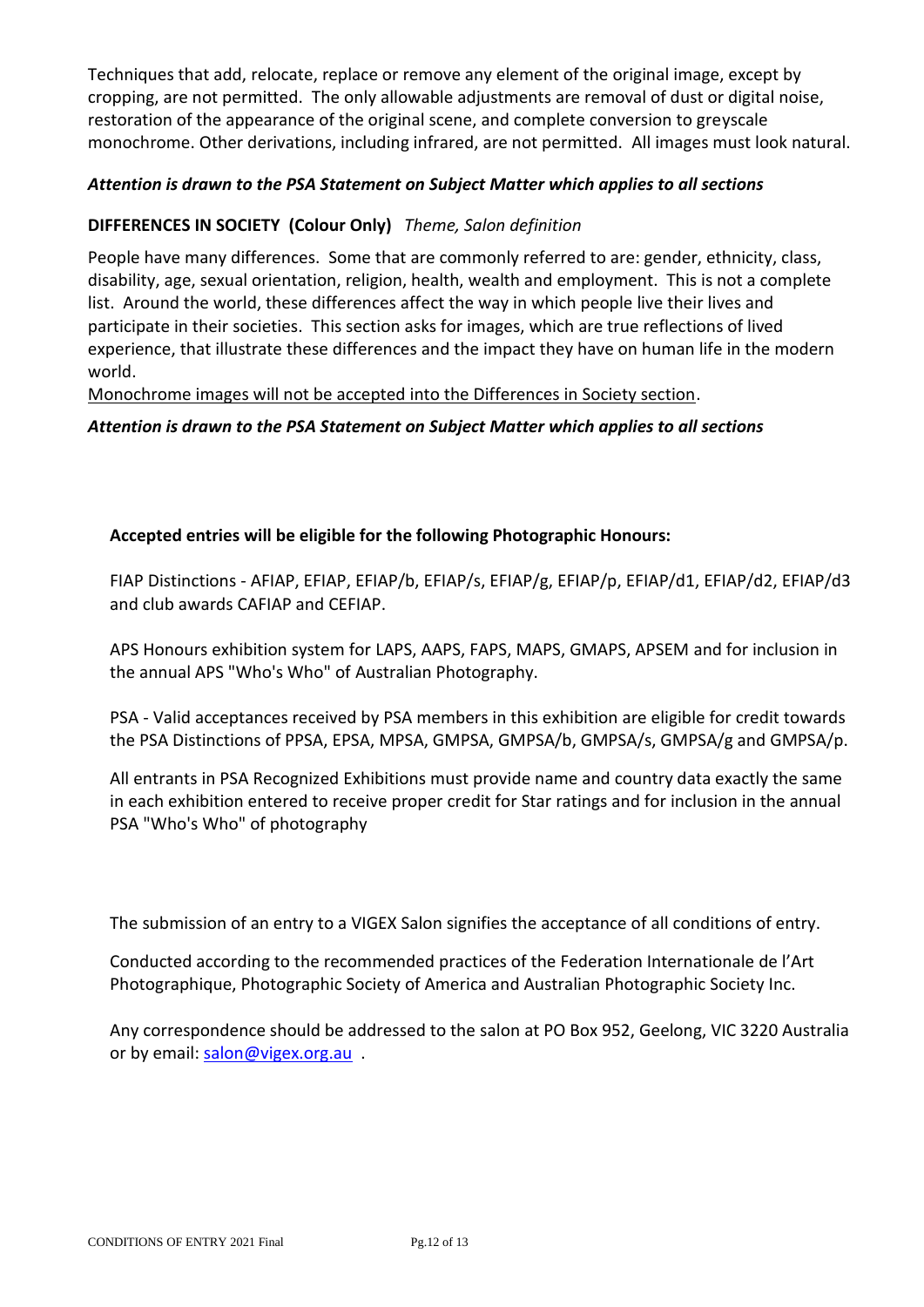Techniques that add, relocate, replace or remove any element of the original image, except by cropping, are not permitted. The only allowable adjustments are removal of dust or digital noise, restoration of the appearance of the original scene, and complete conversion to greyscale monochrome. Other derivations, including infrared, are not permitted. All images must look natural.

***Attention is drawn to the PSA Statement on Subject Matter which applies to all sections***

**DIFFERENCES IN SOCIETY (Colour Only)** *Theme, Salon definition*

People have many differences. Some that are commonly referred to are: gender, ethnicity, class, disability, age, sexual orientation, religion, health, wealth and employment. This is not a complete list. Around the world, these differences affect the way in which people live their lives and participate in their societies. This section asks for images, which are true reflections of lived experience, that illustrate these differences and the impact they have on human life in the modern world.

<u>Monochrome images will not be accepted into the Differences in Society section</u>.

***Attention is drawn to the PSA Statement on Subject Matter which applies to all sections***

**Accepted entries will be eligible for the following Photographic Honours:**

FIAP Distinctions - AFIAP, EFIAP, EFIAP/b, EFIAP/s, EFIAP/g, EFIAP/p, EFIAP/d1, EFIAP/d2, EFIAP/d3 and club awards CAFIAP and CEFIAP.

APS Honours exhibition system for LAPS, AAPS, FAPS, MAPS, GMAPS, APSEM and for inclusion in the annual APS "Who's Who" of Australian Photography.

PSA - Valid acceptances received by PSA members in this exhibition are eligible for credit towards the PSA Distinctions of PPSA, EPSA, MPSA, GMPSA, GMPSA/b, GMPSA/s, GMPSA/g and GMPSA/p.

All entrants in PSA Recognized Exhibitions must provide name and country data exactly the same in each exhibition entered to receive proper credit for Star ratings and for inclusion in the annual PSA "Who's Who" of photography

The submission of an entry to a VIGEX Salon signifies the acceptance of all conditions of entry.

Conducted according to the recommended practices of the Federation Internationale de l'Art Photographique, Photographic Society of America and Australian Photographic Society Inc.

Any correspondence should be addressed to the salon at PO Box 952, Geelong, VIC 3220 Australia or by email: salon@vigex.org.au .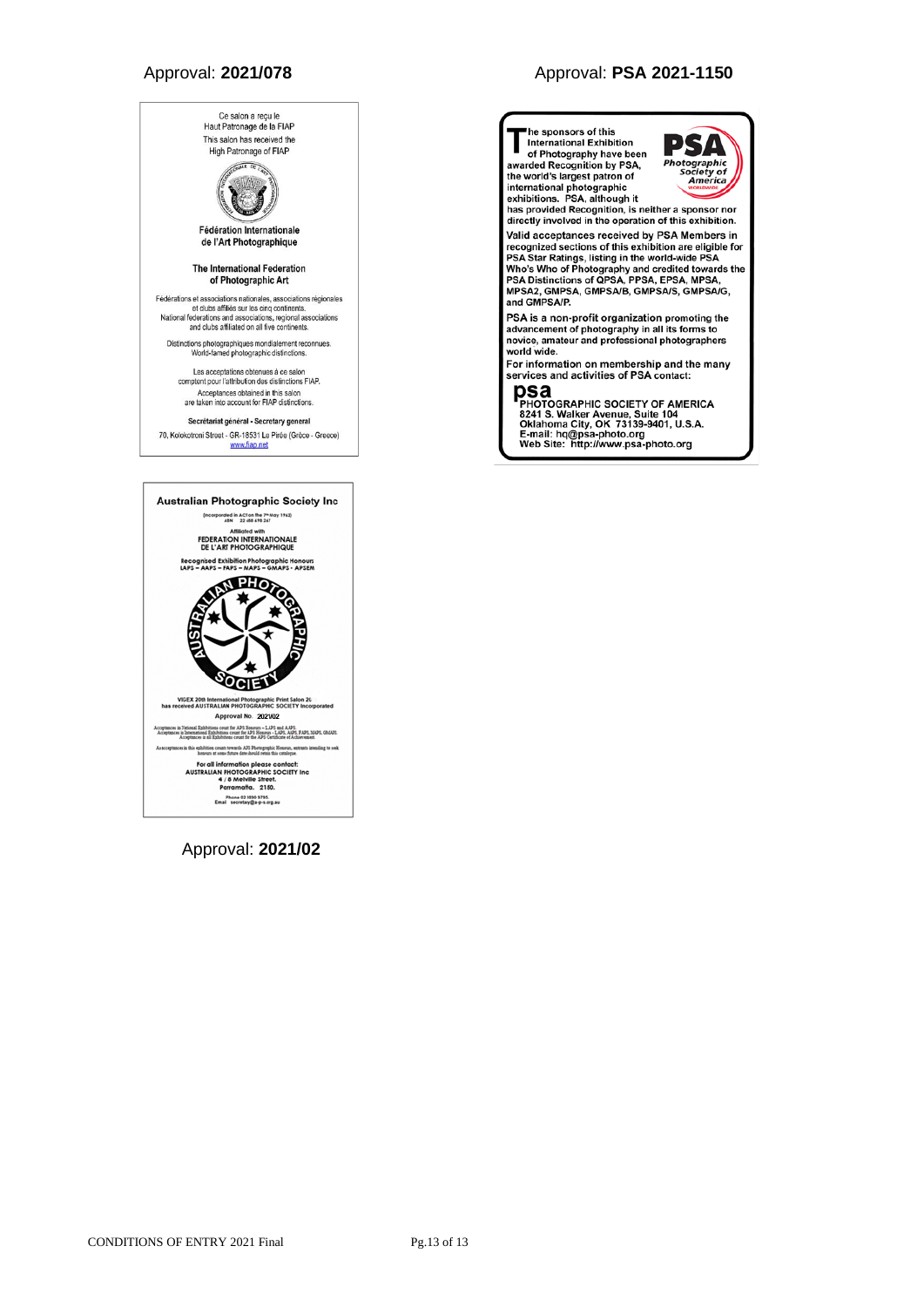Approval: **2021/078**

Ce salon a reçu le Haut Patronage de la FIAP

This salon has received the High Patronage of FIAP

Fédération Internationale de l'Art Photographique

The International Federation of Photographic Art

Fédérations et associations nationales, associations régionales et clubs affiliés sur les cinq continents.
National federations and associations, regional associations and clubs affiliated on all five continents.

Distinctions photographiques mondialement reconnues.
World-famed photographic distinctions.

Les acceptations obtenues à ce salon comptent pour l'attribution des distinctions FIAP.
Acceptances obtained in this salon are taken into account for FIAP distinctions.

Secrétariat général - Secretary general

70, Kolokotroni Street - GR-18531 Le Pirée (Grèce - Greece)
www.fiap.net

Approval: **PSA 2021-1150**

The sponsors of this International Exhibition of Photography have been awarded Recognition by PSA, the world's largest patron of international photographic exhibitions. PSA, although it has provided Recognition, is neither a sponsor nor directly involved in the operation of this exhibition.

Valid acceptances received by PSA Members in recognized sections of this exhibition are eligible for PSA Star Ratings, listing in the world-wide PSA Who's Who of Photography and credited towards the PSA Distinctions of QPSA, PPSA, EPSA, MPSA, MPSA2, GMPSA, GMPSA/B, GMPSA/S, GMPSA/G, and GMPSA/P.

PSA is a non-profit organization promoting the advancement of photography in all its forms to novice, amateur and professional photographers world wide.

For information on membership and the many services and activities of PSA contact:

psa
PHOTOGRAPHIC SOCIETY OF AMERICA
8241 S. Walker Avenue, Suite 104
Oklahoma City, OK 73139-9401, U.S.A.
E-mail: hq@psa-photo.org
Web Site: http://www.psa-photo.org

Australian Photographic Society Inc

(Incorporated in ACT on the 7th May 1963)
ABN 22 488 698 267

Affiliated with
FEDERATION INTERNATIONALE DE L'ART PHOTOGRAPHIQUE

Recognised Exhibition Photographic Honours
LAPS – AAPS – FAPS – MAPS – GMAPS – APSEM

VIGEX 20th International Photographic Print Salon 2( has received AUSTRALIAN PHOTOGRAPHIC SOCIETY Incorporated

Approval No. 2021/02

Acceptances in National Exhibitions count for APS Honours – LAPS and AAPS.
Acceptances in International Exhibitions count for APS Honours - LAPS, AAPS, FAPS, MAPS, GMAPS.
Acceptances in all Exhibitions count for the APS Certificate of Achievement.

Acceptances in this exhibition count towards APS Photographic Honours, entrants intending to seek honours at some future date should retain this catalogue.

For all information please contact:
AUSTRALIAN PHOTOGRAPHIC SOCIETY Inc
4 / 8 Melville Street.
Parramatta. 2150.

Phone 02 9890 9795.
Email secretary@a-p-s.org.au

Approval: **2021/02**